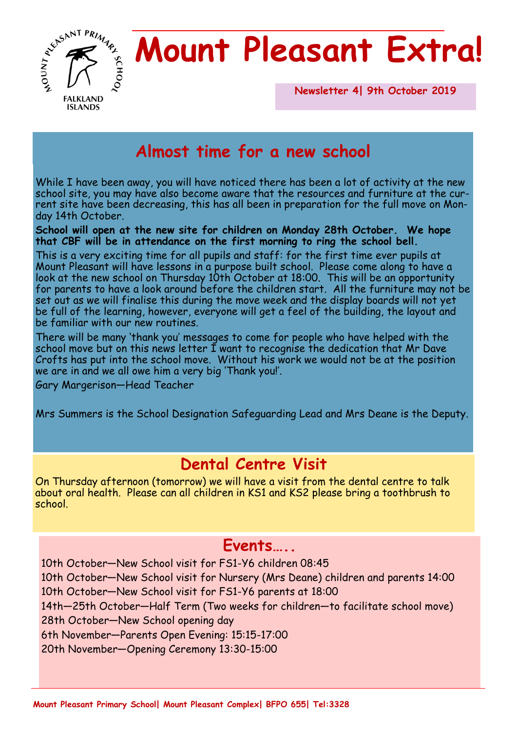# Mount Pleasant Extra!

MOUNT PLEASANT PRIMARY SCHOOL
FALKLAND ISLANDS

**Newsletter 4| 9th October 2019**

## Almost time for a new school

While I have been away, you will have noticed there has been a lot of activity at the new school site, you may have also become aware that the resources and furniture at the current site have been decreasing, this has all been in preparation for the full move on Monday 14th October.

**School will open at the new site for children on Monday 28th October. We hope that CBF will be in attendance on the first morning to ring the school bell.**

This is a very exciting time for all pupils and staff: for the first time ever pupils at Mount Pleasant will have lessons in a purpose built school. Please come along to have a look at the new school on Thursday 10th October at 18:00. This will be an opportunity for parents to have a look around before the children start. All the furniture may not be set out as we will finalise this during the move week and the display boards will not yet be full of the learning, however, everyone will get a feel of the building, the layout and be familiar with our new routines.

There will be many 'thank you' messages to come for people who have helped with the school move but on this news letter I want to recognise the dedication that Mr Dave Crofts has put into the school move. Without his work we would not be at the position we are in and we all owe him a very big 'Thank you!'.

Gary Margerison—Head Teacher

Mrs Summers is the School Designation Safeguarding Lead and Mrs Deane is the Deputy.

## Dental Centre Visit

On Thursday afternoon (tomorrow) we will have a visit from the dental centre to talk about oral health. Please can all children in KS1 and KS2 please bring a toothbrush to school.

## Events…..

10th October—New School visit for FS1-Y6 children 08:45
10th October—New School visit for Nursery (Mrs Deane) children and parents 14:00
10th October—New School visit for FS1-Y6 parents at 18:00
14th—25th October—Half Term (Two weeks for children—to facilitate school move)
28th October—New School opening day
6th November—Parents Open Evening: 15:15-17:00
20th November—Opening Ceremony 13:30-15:00

**Mount Pleasant Primary School| Mount Pleasant Complex| BFPO 655| Tel:3328**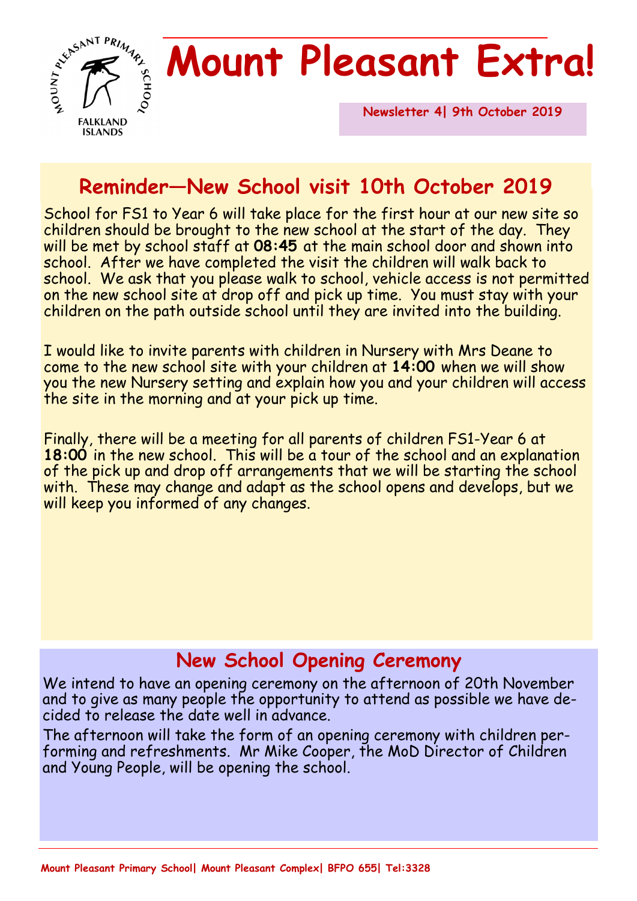# Mount Pleasant Extra!

**Newsletter 4| 9th October 2019**

## Reminder—New School visit 10th October 2019

School for FS1 to Year 6 will take place for the first hour at our new site so children should be brought to the new school at the start of the day. They will be met by school staff at **08:45** at the main school door and shown into school. After we have completed the visit the children will walk back to school. We ask that you please walk to school, vehicle access is not permitted on the new school site at drop off and pick up time. You must stay with your children on the path outside school until they are invited into the building.

I would like to invite parents with children in Nursery with Mrs Deane to come to the new school site with your children at **14:00** when we will show you the new Nursery setting and explain how you and your children will access the site in the morning and at your pick up time.

Finally, there will be a meeting for all parents of children FS1-Year 6 at **18:00** in the new school. This will be a tour of the school and an explanation of the pick up and drop off arrangements that we will be starting the school with. These may change and adapt as the school opens and develops, but we will keep you informed of any changes.

## New School Opening Ceremony

We intend to have an opening ceremony on the afternoon of 20th November and to give as many people the opportunity to attend as possible we have decided to release the date well in advance.

The afternoon will take the form of an opening ceremony with children performing and refreshments. Mr Mike Cooper, the MoD Director of Children and Young People, will be opening the school.

**Mount Pleasant Primary School| Mount Pleasant Complex| BFPO 655| Tel:3328**